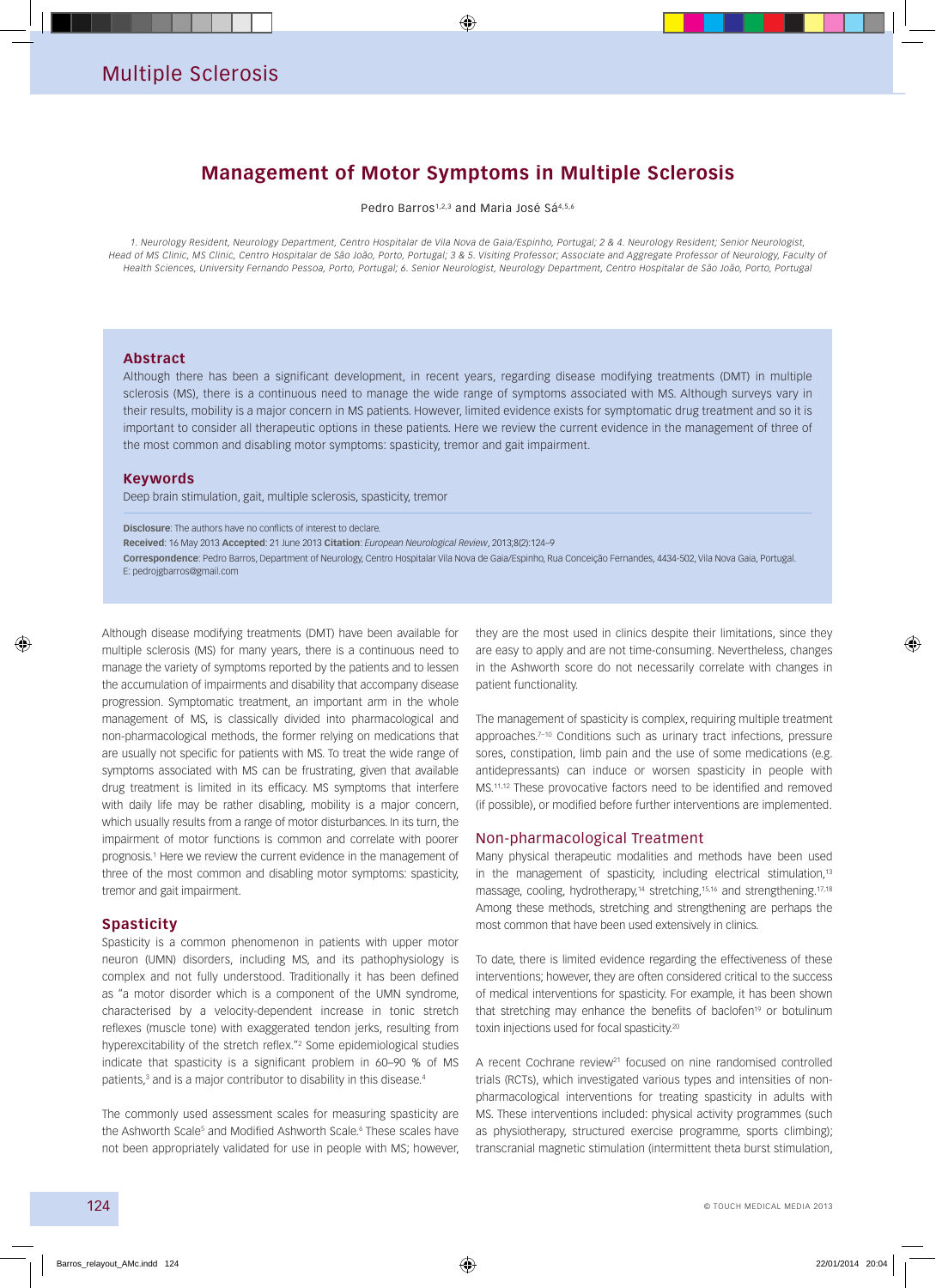# Management of Motor Symptoms in Multiple Sclerosis

Pedro Barros[1,2,3] and Maria José Sá[4,5,6]

*1. Neurology Resident, Neurology Department, Centro Hospitalar de Vila Nova de Gaia/Espinho, Portugal; 2 & 4. Neurology Resident; Senior Neurologist, Head of MS Clinic, MS Clinic, Centro Hospitalar de São João, Porto, Portugal; 3 & 5. Visiting Professor; Associate and Aggregate Professor of Neurology, Faculty of Health Sciences, University Fernando Pessoa, Porto, Portugal; 6. Senior Neurologist, Neurology Department, Centro Hospitalar de São João, Porto, Portugal*

## Abstract

Although there has been a significant development, in recent years, regarding disease modifying treatments (DMT) in multiple sclerosis (MS), there is a continuous need to manage the wide range of symptoms associated with MS. Although surveys vary in their results, mobility is a major concern in MS patients. However, limited evidence exists for symptomatic drug treatment and so it is important to consider all therapeutic options in these patients. Here we review the current evidence in the management of three of the most common and disabling motor symptoms: spasticity, tremor and gait impairment.

## Keywords

Deep brain stimulation, gait, multiple sclerosis, spasticity, tremor

**Disclosure**: The authors have no conflicts of interest to declare.

**Received**: 16 May 2013 **Accepted**: 21 June 2013 **Citation**: *European Neurological Review*, 2013;8(2):124–9

**Correspondence**: Pedro Barros, Department of Neurology, Centro Hospitalar Vila Nova de Gaia/Espinho, Rua Conceição Fernandes, 4434-502, Vila Nova Gaia, Portugal. E: pedrojgbarros@gmail.com

Although disease modifying treatments (DMT) have been available for multiple sclerosis (MS) for many years, there is a continuous need to manage the variety of symptoms reported by the patients and to lessen the accumulation of impairments and disability that accompany disease progression. Symptomatic treatment, an important arm in the whole management of MS, is classically divided into pharmacological and non-pharmacological methods, the former relying on medications that are usually not specific for patients with MS. To treat the wide range of symptoms associated with MS can be frustrating, given that available drug treatment is limited in its efficacy. MS symptoms that interfere with daily life may be rather disabling, mobility is a major concern, which usually results from a range of motor disturbances. In its turn, the impairment of motor functions is common and correlate with poorer prognosis.[1] Here we review the current evidence in the management of three of the most common and disabling motor symptoms: spasticity, tremor and gait impairment.

## Spasticity

Spasticity is a common phenomenon in patients with upper motor neuron (UMN) disorders, including MS, and its pathophysiology is complex and not fully understood. Traditionally it has been defined as "a motor disorder which is a component of the UMN syndrome, characterised by a velocity-dependent increase in tonic stretch reflexes (muscle tone) with exaggerated tendon jerks, resulting from hyperexcitability of the stretch reflex."[2] Some epidemiological studies indicate that spasticity is a significant problem in 60–90 % of MS patients,[3] and is a major contributor to disability in this disease.[4]

The commonly used assessment scales for measuring spasticity are the Ashworth Scale[5] and Modified Ashworth Scale.[6] These scales have not been appropriately validated for use in people with MS; however, they are the most used in clinics despite their limitations, since they are easy to apply and are not time-consuming. Nevertheless, changes in the Ashworth score do not necessarily correlate with changes in patient functionality.

The management of spasticity is complex, requiring multiple treatment approaches.[7–10] Conditions such as urinary tract infections, pressure sores, constipation, limb pain and the use of some medications (e.g. antidepressants) can induce or worsen spasticity in people with MS.[11,12] These provocative factors need to be identified and removed (if possible), or modified before further interventions are implemented.

### Non-pharmacological Treatment

Many physical therapeutic modalities and methods have been used in the management of spasticity, including electrical stimulation,[13] massage, cooling, hydrotherapy,[14] stretching,[15,16] and strengthening.[17,18] Among these methods, stretching and strengthening are perhaps the most common that have been used extensively in clinics.

To date, there is limited evidence regarding the effectiveness of these interventions; however, they are often considered critical to the success of medical interventions for spasticity. For example, it has been shown that stretching may enhance the benefits of baclofen[19] or botulinum toxin injections used for focal spasticity.[20]

A recent Cochrane review[21] focused on nine randomised controlled trials (RCTs), which investigated various types and intensities of non-pharmacological interventions for treating spasticity in adults with MS. These interventions included: physical activity programmes (such as physiotherapy, structured exercise programme, sports climbing); transcranial magnetic stimulation (intermittent theta burst stimulation,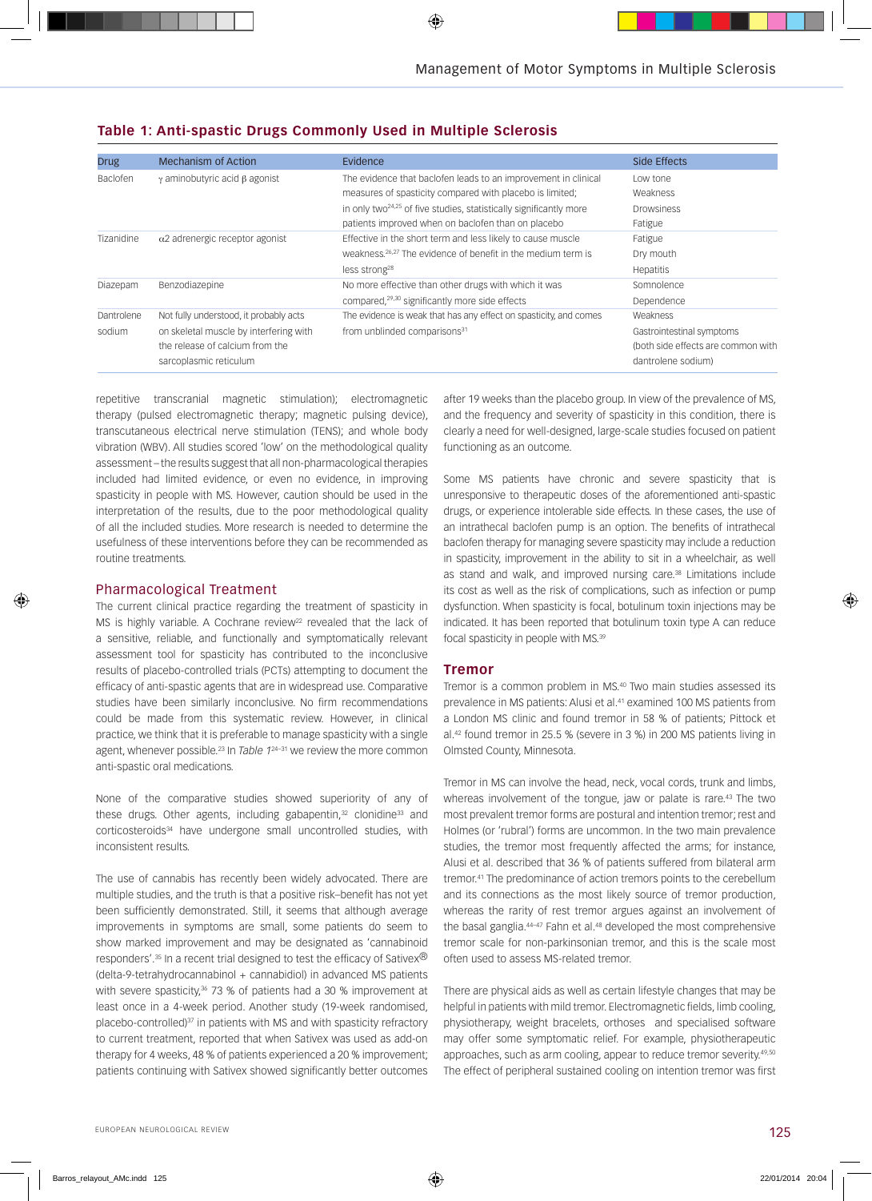### Table 1: Anti-spastic Drugs Commonly Used in Multiple Sclerosis

| Drug | Mechanism of Action | Evidence | Side Effects |
|---|---|---|---|
| Baclofen | γ aminobutyric acid β agonist | The evidence that baclofen leads to an improvement in clinical measures of spasticity compared with placebo is limited; in only two[24,25] of five studies, statistically significantly more patients improved when on baclofen than on placebo | Low tone<br>Weakness<br>Drowsiness<br>Fatigue |
| Tizanidine | α2 adrenergic receptor agonist | Effective in the short term and less likely to cause muscle weakness.[26,27] The evidence of benefit in the medium term is less strong[28] | Fatigue<br>Dry mouth<br>Hepatitis |
| Diazepam | Benzodiazepine | No more effective than other drugs with which it was compared,[29,30] significantly more side effects | Somnolence<br>Dependence |
| Dantrolene sodium | Not fully understood, it probably acts on skeletal muscle by interfering with the release of calcium from the sarcoplasmic reticulum | The evidence is weak that has any effect on spasticity, and comes from unblinded comparisons[31] | Weakness<br>Gastrointestinal symptoms<br>(both side effects are common with dantrolene sodium) |

repetitive transcranial magnetic stimulation); electromagnetic therapy (pulsed electromagnetic therapy; magnetic pulsing device), transcutaneous electrical nerve stimulation (TENS); and whole body vibration (WBV). All studies scored 'low' on the methodological quality assessment – the results suggest that all non-pharmacological therapies included had limited evidence, or even no evidence, in improving spasticity in people with MS. However, caution should be used in the interpretation of the results, due to the poor methodological quality of all the included studies. More research is needed to determine the usefulness of these interventions before they can be recommended as routine treatments.

## Pharmacological Treatment

The current clinical practice regarding the treatment of spasticity in MS is highly variable. A Cochrane review[22] revealed that the lack of a sensitive, reliable, and functionally and symptomatically relevant assessment tool for spasticity has contributed to the inconclusive results of placebo-controlled trials (PCTs) attempting to document the efficacy of anti-spastic agents that are in widespread use. Comparative studies have been similarly inconclusive. No firm recommendations could be made from this systematic review. However, in clinical practice, we think that it is preferable to manage spasticity with a single agent, whenever possible.[23] In *Table 1*[24–31] we review the more common anti-spastic oral medications.

None of the comparative studies showed superiority of any of these drugs. Other agents, including gabapentin,[32] clonidine[33] and corticosteroids[34] have undergone small uncontrolled studies, with inconsistent results.

The use of cannabis has recently been widely advocated. There are multiple studies, and the truth is that a positive risk–benefit has not yet been sufficiently demonstrated. Still, it seems that although average improvements in symptoms are small, some patients do seem to show marked improvement and may be designated as 'cannabinoid responders'.[35] In a recent trial designed to test the efficacy of Sativex® (delta-9-tetrahydrocannabinol + cannabidiol) in advanced MS patients with severe spasticity,[36] 73 % of patients had a 30 % improvement at least once in a 4-week period. Another study (19-week randomised, placebo-controlled)[37] in patients with MS and with spasticity refractory to current treatment, reported that when Sativex was used as add-on therapy for 4 weeks, 48 % of patients experienced a 20 % improvement; patients continuing with Sativex showed significantly better outcomes after 19 weeks than the placebo group. In view of the prevalence of MS, and the frequency and severity of spasticity in this condition, there is clearly a need for well-designed, large-scale studies focused on patient functioning as an outcome.

Some MS patients have chronic and severe spasticity that is unresponsive to therapeutic doses of the aforementioned anti-spastic drugs, or experience intolerable side effects. In these cases, the use of an intrathecal baclofen pump is an option. The benefits of intrathecal baclofen therapy for managing severe spasticity may include a reduction in spasticity, improvement in the ability to sit in a wheelchair, as well as stand and walk, and improved nursing care.[38] Limitations include its cost as well as the risk of complications, such as infection or pump dysfunction. When spasticity is focal, botulinum toxin injections may be indicated. It has been reported that botulinum toxin type A can reduce focal spasticity in people with MS.[39]

## Tremor

Tremor is a common problem in MS.[40] Two main studies assessed its prevalence in MS patients: Alusi et al.[41] examined 100 MS patients from a London MS clinic and found tremor in 58 % of patients; Pittock et al.[42] found tremor in 25.5 % (severe in 3 %) in 200 MS patients living in Olmsted County, Minnesota.

Tremor in MS can involve the head, neck, vocal cords, trunk and limbs, whereas involvement of the tongue, jaw or palate is rare.[43] The two most prevalent tremor forms are postural and intention tremor; rest and Holmes (or 'rubral') forms are uncommon. In the two main prevalence studies, the tremor most frequently affected the arms; for instance, Alusi et al. described that 36 % of patients suffered from bilateral arm tremor.[41] The predominance of action tremors points to the cerebellum and its connections as the most likely source of tremor production, whereas the rarity of rest tremor argues against an involvement of the basal ganglia.[44–47] Fahn et al.[48] developed the most comprehensive tremor scale for non-parkinsonian tremor, and this is the scale most often used to assess MS-related tremor.

There are physical aids as well as certain lifestyle changes that may be helpful in patients with mild tremor. Electromagnetic fields, limb cooling, physiotherapy, weight bracelets, orthoses and specialised software may offer some symptomatic relief. For example, physiotherapeutic approaches, such as arm cooling, appear to reduce tremor severity.[49,50] The effect of peripheral sustained cooling on intention tremor was first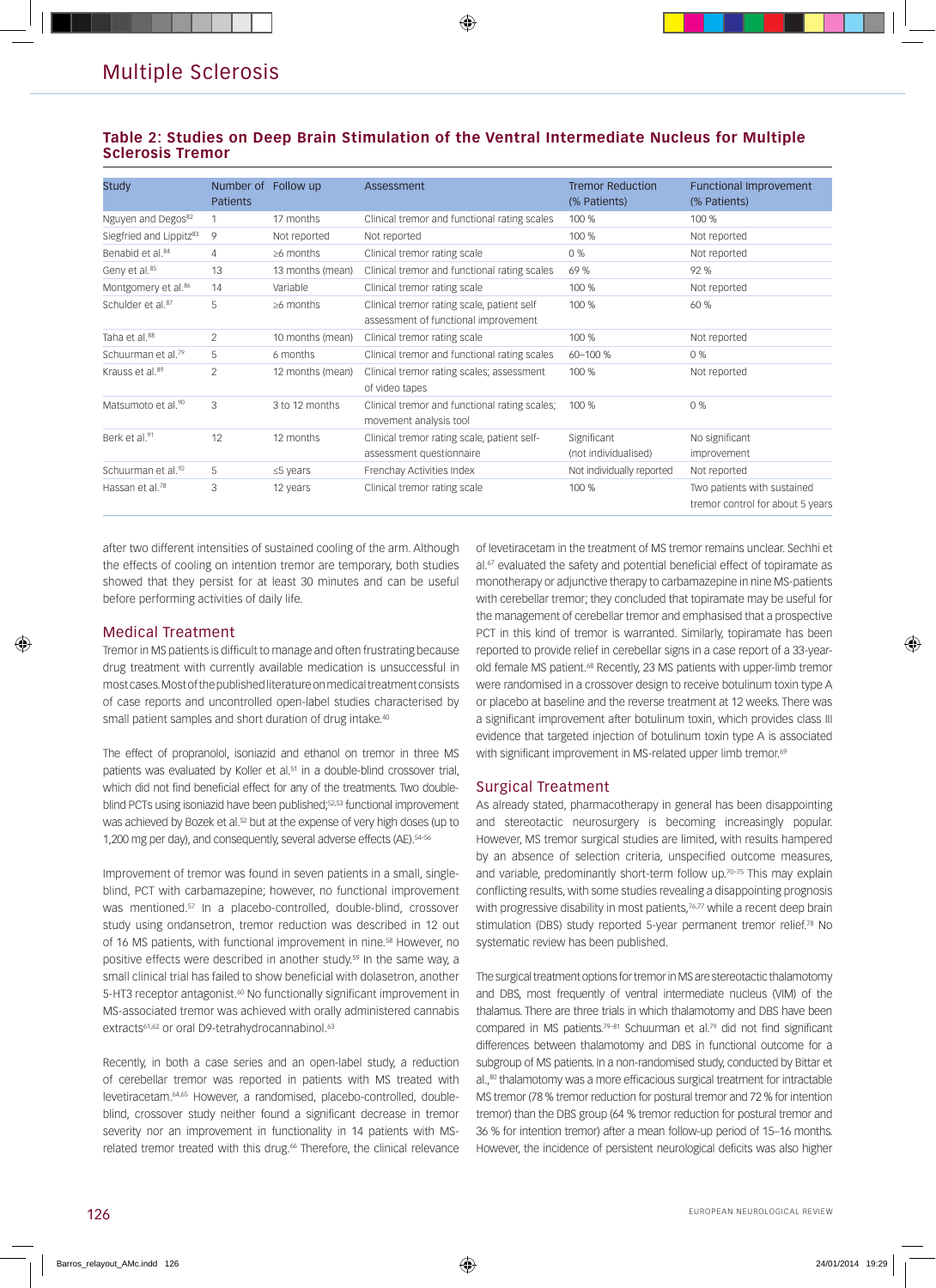**Table 2: Studies on Deep Brain Stimulation of the Ventral Intermediate Nucleus for Multiple Sclerosis Tremor**

| Study | Number of Patients | Follow up | Assessment | Tremor Reduction (% Patients) | Functional Improvement (% Patients) |
|---|---|---|---|---|---|
| Nguyen and Degos[82] | 1 | 17 months | Clinical tremor and functional rating scales | 100 % | 100 % |
| Siegfried and Lippitz[83] | 9 | Not reported | Not reported | 100 % | Not reported |
| Benabid et al.[84] | 4 | ≥6 months | Clinical tremor rating scale | 0 % | Not reported |
| Geny et al.[85] | 13 | 13 months (mean) | Clinical tremor and functional rating scales | 69 % | 92 % |
| Montgomery et al.[86] | 14 | Variable | Clinical tremor rating scale | 100 % | Not reported |
| Schulder et al.[87] | 5 | ≥6 months | Clinical tremor rating scale, patient self assessment of functional improvement | 100 % | 60 % |
| Taha et al.[88] | 2 | 10 months (mean) | Clinical tremor rating scale | 100 % | Not reported |
| Schuurman et al.[79] | 5 | 6 months | Clinical tremor and functional rating scales | 60–100 % | 0 % |
| Krauss et al.[89] | 2 | 12 months (mean) | Clinical tremor rating scales; assessment of video tapes | 100 % | Not reported |
| Matsumoto et al.[90] | 3 | 3 to 12 months | Clinical tremor and functional rating scales; movement analysis tool | 100 % | 0 % |
| Berk et al.[91] | 12 | 12 months | Clinical tremor rating scale, patient self-assessment questionnaire | Significant (not individualised) | No significant improvement |
| Schuurman et al.[92] | 5 | ≤5 years | Frenchay Activities Index | Not individually reported | Not reported |
| Hassan et al.[78] | 3 | 12 years | Clinical tremor rating scale | 100 % | Two patients with sustained tremor control for about 5 years |

after two different intensities of sustained cooling of the arm. Although the effects of cooling on intention tremor are temporary, both studies showed that they persist for at least 30 minutes and can be useful before performing activities of daily life.

## Medical Treatment

Tremor in MS patients is difficult to manage and often frustrating because drug treatment with currently available medication is unsuccessful in most cases. Most of the published literature on medical treatment consists of case reports and uncontrolled open-label studies characterised by small patient samples and short duration of drug intake.[40]

The effect of propranolol, isoniazid and ethanol on tremor in three MS patients was evaluated by Koller et al.[51] in a double-blind crossover trial, which did not find beneficial effect for any of the treatments. Two double-blind PCTs using isoniazid have been published;[52,53] functional improvement was achieved by Bozek et al.[52] but at the expense of very high doses (up to 1,200 mg per day), and consequently, several adverse effects (AE).[54–56]

Improvement of tremor was found in seven patients in a small, single-blind, PCT with carbamazepine; however, no functional improvement was mentioned.[57] In a placebo-controlled, double-blind, crossover study using ondansetron, tremor reduction was described in 12 out of 16 MS patients, with functional improvement in nine.[58] However, no positive effects were described in another study.[59] In the same way, a small clinical trial has failed to show beneficial with dolasetron, another 5-HT3 receptor antagonist.[60] No functionally significant improvement in MS-associated tremor was achieved with orally administered cannabis extracts[61,62] or oral D9-tetrahydrocannabinol.[63]

Recently, in both a case series and an open-label study, a reduction of cerebellar tremor was reported in patients with MS treated with levetiracetam.[64,65] However, a randomised, placebo-controlled, double-blind, crossover study neither found a significant decrease in tremor severity nor an improvement in functionality in 14 patients with MS-related tremor treated with this drug.[66] Therefore, the clinical relevance of levetiracetam in the treatment of MS tremor remains unclear. Sechhi et al.[67] evaluated the safety and potential beneficial effect of topiramate as monotherapy or adjunctive therapy to carbamazepine in nine MS-patients with cerebellar tremor; they concluded that topiramate may be useful for the management of cerebellar tremor and emphasised that a prospective PCT in this kind of tremor is warranted. Similarly, topiramate has been reported to provide relief in cerebellar signs in a case report of a 33-year-old female MS patient.[68] Recently, 23 MS patients with upper-limb tremor were randomised in a crossover design to receive botulinum toxin type A or placebo at baseline and the reverse treatment at 12 weeks. There was a significant improvement after botulinum toxin, which provides class III evidence that targeted injection of botulinum toxin type A is associated with significant improvement in MS-related upper limb tremor.[69]

## Surgical Treatment

As already stated, pharmacotherapy in general has been disappointing and stereotactic neurosurgery is becoming increasingly popular. However, MS tremor surgical studies are limited, with results hampered by an absence of selection criteria, unspecified outcome measures, and variable, predominantly short-term follow up.[70–75] This may explain conflicting results, with some studies revealing a disappointing prognosis with progressive disability in most patients,[76,77] while a recent deep brain stimulation (DBS) study reported 5-year permanent tremor relief.[78] No systematic review has been published.

The surgical treatment options for tremor in MS are stereotactic thalamotomy and DBS, most frequently of ventral intermediate nucleus (VIM) of the thalamus. There are three trials in which thalamotomy and DBS have been compared in MS patients.[79–81] Schuurman et al.[79] did not find significant differences between thalamotomy and DBS in functional outcome for a subgroup of MS patients. In a non-randomised study, conducted by Bittar et al.,[80] thalamotomy was a more efficacious surgical treatment for intractable MS tremor (78 % tremor reduction for postural tremor and 72 % for intention tremor) than the DBS group (64 % tremor reduction for postural tremor and 36 % for intention tremor) after a mean follow-up period of 15–16 months. However, the incidence of persistent neurological deficits was also higher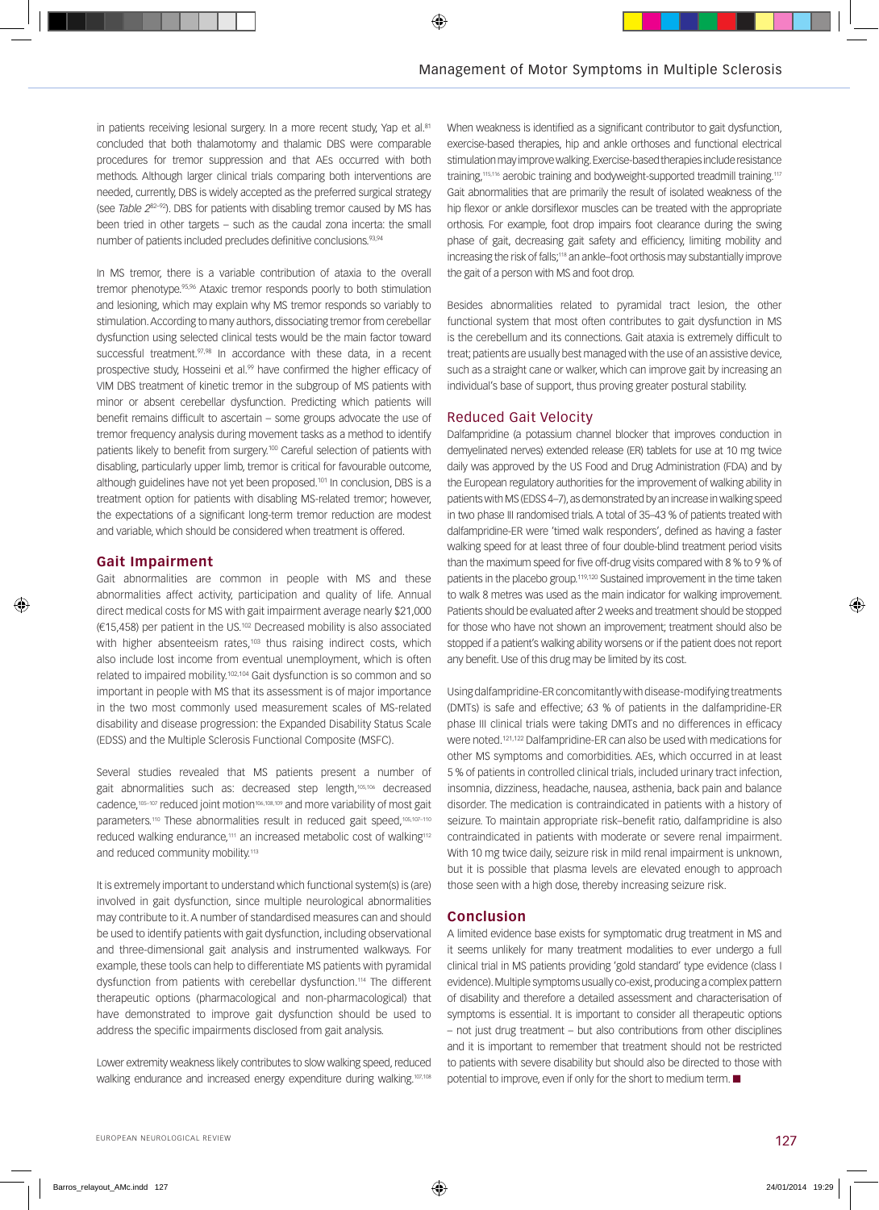in patients receiving lesional surgery. In a more recent study, Yap et al.[81] concluded that both thalamotomy and thalamic DBS were comparable procedures for tremor suppression and that AEs occurred with both methods. Although larger clinical trials comparing both interventions are needed, currently, DBS is widely accepted as the preferred surgical strategy (see *Table 2*[82–92]). DBS for patients with disabling tremor caused by MS has been tried in other targets – such as the caudal zona incerta: the small number of patients included precludes definitive conclusions.[93,94]

In MS tremor, there is a variable contribution of ataxia to the overall tremor phenotype.[95,96] Ataxic tremor responds poorly to both stimulation and lesioning, which may explain why MS tremor responds so variably to stimulation. According to many authors, dissociating tremor from cerebellar dysfunction using selected clinical tests would be the main factor toward successful treatment.[97,98] In accordance with these data, in a recent prospective study, Hosseini et al.[99] have confirmed the higher efficacy of VIM DBS treatment of kinetic tremor in the subgroup of MS patients with minor or absent cerebellar dysfunction. Predicting which patients will benefit remains difficult to ascertain – some groups advocate the use of tremor frequency analysis during movement tasks as a method to identify patients likely to benefit from surgery.[100] Careful selection of patients with disabling, particularly upper limb, tremor is critical for favourable outcome, although guidelines have not yet been proposed.[101] In conclusion, DBS is a treatment option for patients with disabling MS-related tremor; however, the expectations of a significant long-term tremor reduction are modest and variable, which should be considered when treatment is offered.

## Gait Impairment

Gait abnormalities are common in people with MS and these abnormalities affect activity, participation and quality of life. Annual direct medical costs for MS with gait impairment average nearly $21,000 (€15,458) per patient in the US.[102] Decreased mobility is also associated with higher absenteeism rates,[103] thus raising indirect costs, which also include lost income from eventual unemployment, which is often related to impaired mobility.[102,104] Gait dysfunction is so common and so important in people with MS that its assessment is of major importance in the two most commonly used measurement scales of MS-related disability and disease progression: the Expanded Disability Status Scale (EDSS) and the Multiple Sclerosis Functional Composite (MSFC).

Several studies revealed that MS patients present a number of gait abnormalities such as: decreased step length,[105,106] decreased cadence,[105–107] reduced joint motion[106,108,109] and more variability of most gait parameters.[110] These abnormalities result in reduced gait speed,[105,107–110] reduced walking endurance,[111] an increased metabolic cost of walking[112] and reduced community mobility.[113]

It is extremely important to understand which functional system(s) is (are) involved in gait dysfunction, since multiple neurological abnormalities may contribute to it. A number of standardised measures can and should be used to identify patients with gait dysfunction, including observational and three-dimensional gait analysis and instrumented walkways. For example, these tools can help to differentiate MS patients with pyramidal dysfunction from patients with cerebellar dysfunction.[114] The different therapeutic options (pharmacological and non-pharmacological) that have demonstrated to improve gait dysfunction should be used to address the specific impairments disclosed from gait analysis.

Lower extremity weakness likely contributes to slow walking speed, reduced walking endurance and increased energy expenditure during walking.[107,108] When weakness is identified as a significant contributor to gait dysfunction, exercise-based therapies, hip and ankle orthoses and functional electrical stimulation may improve walking. Exercise-based therapies include resistance training,[115,116] aerobic training and bodyweight-supported treadmill training.[117] Gait abnormalities that are primarily the result of isolated weakness of the hip flexor or ankle dorsiflexor muscles can be treated with the appropriate orthosis. For example, foot drop impairs foot clearance during the swing phase of gait, decreasing gait safety and efficiency, limiting mobility and increasing the risk of falls;[118] an ankle–foot orthosis may substantially improve the gait of a person with MS and foot drop.

Besides abnormalities related to pyramidal tract lesion, the other functional system that most often contributes to gait dysfunction in MS is the cerebellum and its connections. Gait ataxia is extremely difficult to treat; patients are usually best managed with the use of an assistive device, such as a straight cane or walker, which can improve gait by increasing an individual's base of support, thus proving greater postural stability.

### Reduced Gait Velocity

Dalfampridine (a potassium channel blocker that improves conduction in demyelinated nerves) extended release (ER) tablets for use at 10 mg twice daily was approved by the US Food and Drug Administration (FDA) and by the European regulatory authorities for the improvement of walking ability in patients with MS (EDSS 4–7), as demonstrated by an increase in walking speed in two phase III randomised trials. A total of 35–43 % of patients treated with dalfampridine-ER were 'timed walk responders', defined as having a faster walking speed for at least three of four double-blind treatment period visits than the maximum speed for five off-drug visits compared with 8 % to 9 % of patients in the placebo group.[119,120] Sustained improvement in the time taken to walk 8 metres was used as the main indicator for walking improvement. Patients should be evaluated after 2 weeks and treatment should be stopped for those who have not shown an improvement; treatment should also be stopped if a patient's walking ability worsens or if the patient does not report any benefit. Use of this drug may be limited by its cost.

Using dalfampridine-ER concomitantly with disease-modifying treatments (DMTs) is safe and effective; 63 % of patients in the dalfampridine-ER phase III clinical trials were taking DMTs and no differences in efficacy were noted.[121,122] Dalfampridine-ER can also be used with medications for other MS symptoms and comorbidities. AEs, which occurred in at least 5 % of patients in controlled clinical trials, included urinary tract infection, insomnia, dizziness, headache, nausea, asthenia, back pain and balance disorder. The medication is contraindicated in patients with a history of seizure. To maintain appropriate risk–benefit ratio, dalfampridine is also contraindicated in patients with moderate or severe renal impairment. With 10 mg twice daily, seizure risk in mild renal impairment is unknown, but it is possible that plasma levels are elevated enough to approach those seen with a high dose, thereby increasing seizure risk.

## Conclusion

A limited evidence base exists for symptomatic drug treatment in MS and it seems unlikely for many treatment modalities to ever undergo a full clinical trial in MS patients providing 'gold standard' type evidence (class I evidence). Multiple symptoms usually co-exist, producing a complex pattern of disability and therefore a detailed assessment and characterisation of symptoms is essential. It is important to consider all therapeutic options – not just drug treatment – but also contributions from other disciplines and it is important to remember that treatment should not be restricted to patients with severe disability but should also be directed to those with potential to improve, even if only for the short to medium term. ■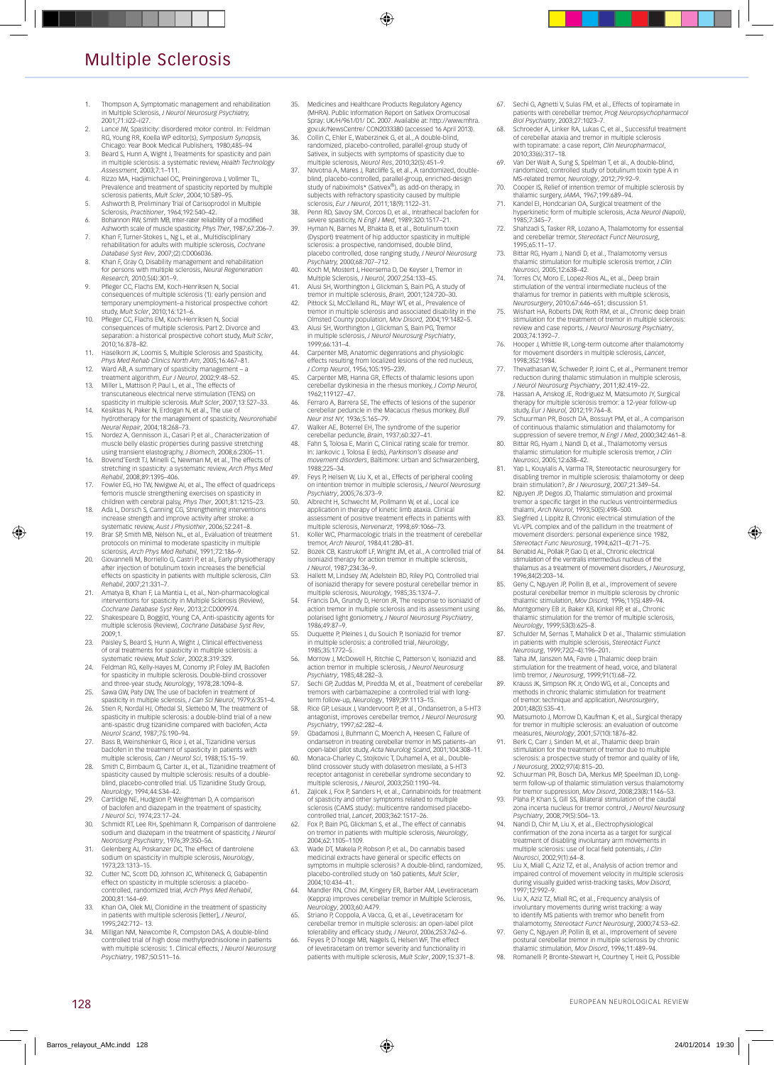1. Thompson A, Symptomatic management and rehabilitation in Multiple Sclerosis, *J Neurol Neurosurg Psychiatry*, 2001;71:ii22–ii27.
2. Lance JW, Spasticity: disordered motor control. In: Feldman RG, Young RR, Koella WP editor(s), *Symposium Synopsis,* Chicago: Year Book Medical Publishers, 1980;485–94
3. Beard S, Hunn A, Wight J, Treatments for spasticity and pain in multiple sclerosis: a systematic review, *Health Technology Assessment*, 2003;7:1–111.
4. Rizzo MA, Hadjimichael OC, Preiningerova J, Vollmer TL, Prevalence and treatment of spasticity reported by multiple sclerosis patients, *Mult Scler*, 2004;10:589–95.
5. Ashworth B, Preliminary Trial of Carisoprodol in Multiple Sclerosis, *Practitioner*, 1964;192:540–42.
6. Bohannon RW, Smith MB, Inter-rater reliability of a modified Ashworth scale of muscle spasticity, *Phys Ther*, 1987;67:206–7.
7. Khan F, Turner-Stokes L, Ng L, et al., Multidisciplinary rehabilitation for adults with multiple sclerosis, *Cochrane Database Syst Rev*, 2007;(2):CD006036.
8. Khan F, Gray O, Disability management and rehabilitation for persons with multiple sclerosis, *Neural Regeneration Research*, 2010;5(4):301–9.
9. Pfleger CC, Flachs EM, Koch-Henriksen N, Social consequences of multiple sclerosis (1): early pension and temporary unemployment–a historical prospective cohort study, *Mult Scler*, 2010;16:121–6.
10. Pfleger CC, Flachs EM, Koch-Henriksen N, Social consequences of multiple sclerosis. Part 2. Divorce and separation: a historical prospective cohort study, *Mult Scler*, 2010;16:878–82.
11. Haselkorn JK, Loomis S, Multiple Sclerosis and Spasticity, *Phys Med Rehab Clinics North Am*, 2005;16:467–81.
12. Ward AB, A summary of spasticity management – a treatment algorithm, *Eur J Neurol*, 2002;9:48–52.
13. Miller L, Mattison P, Paul L, et al., The effects of transcutaneous electrical nerve stimulation (TENS) on spasticity in multiple sclerosis. *Mult Scler*, 2007;13:527–33.
14. Kesiktas N, Paker N, Erdogan N, et al., The use of hydrotherapy for the management of spasticity, *Neurorehabil Neural Repair*, 2004;18:268–73.
15. Nordez A, Gennisson JL, Casari P, et al., Characterization of muscle belly elastic properties during passive stretching using transient elastography, *J Biomech*, 2008;6:2305–11.
16. Bovend'Eerdt TJ, Minelli C, Newman M, et al., The effects of stretching in spasticity: a systematic review, *Arch Phys Med Rehabil*, 2008;89:1395–406.
17. Fowler EG, Ho TW, Nwigwe AI, et al., The effect of quadriceps femoris muscle strengthening exercises on spasticity in children with cerebral palsy, *Phys Ther*, 2001;81:1215–23.
18. Ada L, Dorsch S, Canning CG, Strengthening interventions increase strength and improve activity after stroke: a systematic review, *Aust J Physiother*, 2006;52:241–8.
19. Brar SP, Smith MB, Nelson NL, et al., Evaluation of treatment protocols on minimal to moderate spasticity in multiple sclerosis, *Arch Phys Med Rehabil*, 1991;72:186–9.
20. Giovannelli M, Borriello G, Castri P, et al., Early physiotherapy after injection of botulinum toxin increases the beneficial effects on spasticity in patients with multiple sclerosis, *Clin Rehabil*, 2007;21:331–7.
21. Amatya B, Khan F, La Mantia L, et al., Non-pharmacological interventions for spasticity in Multiple Sclerosis (Review), *Cochrane Database Syst Rev*, 2013;2:CD009974.
22. Shakespeare D, Boggild, Young CA, Anti-spasticity agents for multiple sclerosis (Review), *Cochrane Database Syst Rev*, 2009;1.
23. Paisley S, Beard S, Hunn A, Wight J, Clinical effectiveness of oral treatments for spasticity in multiple sclerosis: a systematic review, *Mult Scler*, 2002;8:319:329.
24. Feldman RG, Kelly-Hayes M, Conomy JP, Foley JM, Baclofen for spasticity in multiple sclerosis. Double-blind crossover and three-year study, *Neurology*, 1978;28:1094–8.
25. Sawa GW, Paty DW, The use of baclofen in treatment of spasticity in multiple sclerosis, *J Can Sci Neurol*, 1979;6:351–4.
26. Stien R, Nordal HJ, Oftedal SI, Slettebo M, The treatment of spasticity in multiple sclerosis: a double-blind trial of a new anti-spastic drug tizanidine compared with baclofen, *Acta Neurol Scand*, 1987;75:190–94.
27. Bass B, Weinshenker G, Rice J, et al., Tizanidine versus baclofen in the treatment of spasticity in patients with multiple sclerosis, *Can J Neurol Sci*, 1988;15:15–19.
28. Smith C, Birnbaum G, Carter JL, et al., Tizanidine treatment of spasticity caused by multiple sclerosis: results of a double-blind, placebo-controlled trial. US Tizanidine Study Group, *Neurology*, 1994;44:S34–42.
29. Cartlidge NE, Hudgson P, Weightman D, A comparison of baclofen and diazepam in the treatment of spasticity, *J Neurol Sci*, 1974;23:17–24.
30. Schmidt RT, Lee RH, Spehlmann R, Comparison of dantrolene sodium and diazepam in the treatment of spasticity, *J Neurol Neurosurg Psychiatry*, 1976;39:350–56.
31. Gelenberg AJ, Poskanzer DC, The effect of dantrolene sodium on spasticity in multiple sclerosis, *Neurology*, 1973;23:1313–15.
32. Cutter NC, Scott DD, Johnson JC, Whiteneck G, Gabapentin effect on spasticity in multiple sclerosis: a placebo-controlled, randomized trial, *Arch Phys Med Rehabil*, 2000;81:164–69.
33. Khan OA, Olek MJ, Clonidine in the treatment of spasticity in patients with multiple sclerosis [letter], *J Neurol*, 1995;242:712– 13.
34. Milligan NM, Newcombe R, Compston DAS, A double-blind controlled trial of high dose methylprednisolone in patients with multiple sclerosis: 1. Clinical effects, *J Neurol Neurosurg Psychiatry*, 1987;50:511–16.
35. Medicines and Healthcare Products Regulatory Agency (MHRA). Public Information Report on Sativex Oromucosal Spray: UK/H/961/01/ DC. 2007. Available at: http://www.mhra.gov.uk/NewsCentre/ CON2033380 (accessed 16 April 2013).
36. Collin C, Ehler E, Waberzinek G, et al., A double-blind, randomized, placebo-controlled, parallel-group study of Sativex, in subjects with symptoms of spasticity due to multiple sclerosis, *Neurol Res*, 2010;32(5):451–9.
37. Novotna A, Mares J, Ratcliffe S, et al., A randomized, double-blind, placebo-controlled, parallel-group, enriched-design study of nabiximols* (Sativex®), as add-on therapy, in subjects with refractory spasticity caused by multiple sclerosis, *Eur J Neurol,* 2011;18(9):1122–31.
38. Penn RD, Savoy SM, Corcos D, et al., Intrathecal baclofen for severe spasticity, *N Engl J Med*, 1989;320:1517–21.
39. Hyman N, Barnes M, Bhakta B, et al., Botulinum toxin (Dysport) treatment of hip adductor spasticity in multiple sclerosis: a prospective, randomised, double blind, placebo controlled, dose ranging study, *J Neurol Neurosurg Psychiatry*, 2000;68:707–712.
40. Koch M, Mostert J, Heersema D, De Keyser J, Tremor in Multiple Sclerosis, *J Neurol*, 2007;254:133–45.
41. Alusi SH, Worthington J, Glickman S, Bain PG, A study of tremor in multiple sclerosis, *Brain*, 2001;124:720–30.
42. Pittock SJ, McClelland RL, Mayr WT, et al., Prevalence of tremor in multiple sclerosis and associated disability in the Olmsted County population, *Mov Disord,* 2004;19:1482–5.
43. Alusi SH, Worthington J, Glickman S, Bain PG, Tremor in multiple sclerosis, *J Neurol Neurosurg Psychiatry*, 1999;66:131–4.
44. Carpenter MB, Anatomic degenerations and physiologic effects resulting from localized lesions of the red nucleus, *J Comp Neurol*, 1956;105:195–239.
45. Carpenter MB, Hanna GR, Effects of thalamic lesions upon cerebellar dyskinesia in the rhesus monkey, *J Comp Neurol,* 1962;119127–47.
46. Ferraro A, Barrera SE, The effects of lesions of the superior cerebellar peduncle in the Macacus rhesus monkey, *Bull Neur Inst NY*, 1936;5:165–79.
47. Walker AE, Boterrel EH, The syndrome of the superior cerebellar peduncle, *Brain*, 1937;60:327–41.
48. Fahn S, Tolosa E, Marin C, Clinical rating scale for tremor. In: Jankovic J, Tolosa E (eds), *Parkinson's disease and movement disorders*, Baltimore: Urban and Schwarzenberg, 1988;225–34.
49. Feys P, Helsen W, Liu X, et al., Effects of peripheral cooling on intention tremor in multiple sclerosis, *J Neurol Neurosurg Psychiatry*, 2005;76:373–9.
50. Albrecht H, Schwecht M, Pollmann W, et al., Local ice application in therapy of kinetic limb ataxia. Clinical assessment of positive treatment effects in patients with multiple sclerosis, *Nervenarzt*, 1998;69:1066–73.
51. Koller WC, Pharmacologic trials in the treatment of cerebellar tremor, *Arch Neurol*, 1984;41:280–81.
52. Bozek CB, Kastrukoff LF, Wright JM, et al., A controlled trial of isoniazid therapy for action tremor in multiple sclerosis, *J Neurol*, 1987;234:36–9.
53. Hallett M, Lindsey JW, Adelstein BD, Riley PO, Controlled trial of isoniazid therapy for severe postural cerebellar tremor in multiple sclerosis, *Neurology*, 1985;35:1374–7.
54. Francis DA, Grundy D, Heron JR, The response to isoniazid of action tremor in multiple sclerosis and its assessment using polarised light goniometry, *J Neurol Neurosurg Psychiatry*, 1986;49:87–9.
55. Duquette P, Pleines J, du Souich P, Isoniazid for tremor in multiple sclerosis: a controlled trial, *Neurology*, 1985;35:1772–5.
56. Morrow J, McDowell H, Ritchie C, Patterson V, Isoniazid and action tremor in multiple sclerosis, *J Neurol Neurosurg Psychiatry*, 1985;48:282–3.
57. Sechi GP, Zuddas M, Piredda M, et al., Treatment of cerebellar tremors with carbamazepine: a controlled trial with long-term follow-up, *Neurology*, 1989;39:1113–15.
58. Rice GP, Lesaux J, Vandervoort P, et al., Ondansetron, a 5-HT3 antagonist, improves cerebellar tremor, *J Neurol Neurosurg Psychiatry*, 1997;62:282–4.
59. Gbadamosi J, Buhmann C, Moench A, Heesen C, Failure of ondansetron in treating cerebellar tremor in MS patients–an open-label pilot study, *Acta Neurolog Scand*, 2001;104:308–11.
60. Monaca-Charley C, Stojkovic T, Duhamel A, et al., Double-blind crossover study with dolasetron mesilate, a 5-HT3 receptor antagonist in cerebellar syndrome secondary to multiple sclerosis, *J Neurol*, 2003;250:1190–94.
61. Zajicek J, Fox P, Sanders H, et al., Cannabinoids for treatment of spasticity and other symptoms related to multiple sclerosis (CAMS study): multicentre randomised placebo-controlled trial, *Lancet*, 2003;362:1517–26.
62. Fox P, Bain PG, Glickman S, et al., The effect of cannabis on tremor in patients with multiple sclerosis, *Neurology*, 2004;62:1105–1109.
63. Wade DT, Makela P, Robson P, et al., Do cannabis based medicinal extracts have general or specific effects on symptoms in multiple sclerosis? A double-blind, randomized, placebo-controlled study on 160 patients, *Mult Scler*, 2004;10:434–41.
64. Mandler RN, Choi JM, Kingery ER, Barber AM, Levetiracetam (Keppra) improves cerebellar tremor in Multiple Sclerosis, *Neurology*, 2003;60:A479.
65. Striano P, Coppola, A Vacca, G, et al., Levetiracetam for cerebellar tremor in multiple sclerosis: an open-label pilot tolerability and efficacy study, *J Neurol*, 2006;253:762–6.
66. Feyes P, D'hooge MB, Nagels G, Helsen WF, The effect of levetiracetam on tremor severity and functionality in patients with multiple sclerosis, *Mult Scler*, 2009;15:371–8.
67. Sechi G, Agnetti V, Sulas FM, et al., Effects of topiramate in patients with cerebellar tremor, *Prog Neuropsychopharmacol Biol Psychiatry*, 2003;27:1023–7.
68. Schroeder A, Linker RA, Lukas C, et al., Successful treatment of cerebellar ataxia and tremor in multiple sclerosis with topiramate: a case report, *Clin Neuropharmacol*, 2010;33(6):317–18.
69. Van Der Walt A, Sung S, Spelman T, et al., A double-blind, randomized, controlled study of botulinum toxin type A in MS-related tremor, *Neurology*, 2012;79:92–9.
70. Cooper IS, Relief of intention tremor of multiple sclerosis by thalamic surgery, *JAMA*, 1967;199:689–94.
71. Kandel EI, Hondcarian OA, Surgical treatment of the hyperkinetic form of multiple sclerosis, *Acta Neurol (Napoli)*, 1985;7:345–7.
72. Shahzadi S, Tasker RR, Lozano A, Thalamotomy for essential and cerebellar tremor, *Stereotact Funct Neurosurg*, 1995;65:11–17.
73. Bittar RG, Hyam J, Nandi D, et al., Thalamotomy versus thalamic stimulation for multiple sclerosis tremor, *J Clin Neurosci,* 2005;12:638–42.
74. Torres CV, Moro E, Lopez-Rios AL, et al., Deep brain stimulation of the ventral intermediate nucleus of the thalamus for tremor in patients with multiple sclerosis, *Neurosurgery*, 2010;67:646–651; discussion 51.
75. Wishart HA, Roberts DW, Roth RM, et al., Chronic deep brain stimulation for the treatment of tremor in multiple sclerosis: review and case reports, *J Neurol Neurosurg Psychiatry*, 2003;74:1392–7.
76. Hooper J, Whittle IR, Long-term outcome after thalamotomy for movement disorders in multiple sclerosis, *Lancet*, 1998;352:1984.
77. Thevathasan W, Schweder P, Joint C, et al., Permanent tremor reduction during thalamic stimulation in multiple sclerosis, *J Neurol Neurosurg Psychiatry*, 2011;82:419–22.
78. Hassan A, Anskog JE, Rodriguez M, Matsumoto JY, Surgical therapy for multiple sclerosis tremor: a 12-year follow-up study, *Eur J Neurol,* 2012;19:764–8.
79. Schuurman PR, Bosch DA, Bossuyt PM, et al., A comparison of continuous thalamic stimulation and thalamotomy for suppression of severe tremor, *N Engl J Med*, 2000;342:461–8.
80. Bittar RG, Hyam J, Nandi D, et al., Thalamotomy versus thalamic stimulation for multiple sclerosis tremor, *J Clin Neurosci*, 2005;12:638–42.
81. Yap L, Kouyialis A, Varma TR, Stereotactic neurosurgery for disabling tremor in multiple sclerosis: thalamotomy or deep brain stimulation?, *Br J Neurosurg*, 2007;21:349–54.
82. Nguyen JP, Degos JD, Thalamic stimulation and proximal tremor a specific target in the nucleus ventrointermedius thalami, *Arch Neurol*, 1993;50(5):498–500.
83. Siegfried J, Lippitz B, Chronic electrical stimulation of the VL-VPL complex and of the pallidum in the treatment of movement disorders: personal experience since 1982, *Stereotact Func Neurosurg*, 1994;62(1–4):71–75.
84. Benabid AL, Pollak P, Gao D, et al., Chronic electrical stimulation of the ventralis intermedius nucleus of the thalamus as a treatment of movement disorders, *J Neurosurg*, 1996;84(2):203–14.
85. Geny C, Nguyen JP, Pollin B, et al., Improvement of severe postural cerebellar tremor in multiple sclerosis by chronic thalamic stimulation, *Mov Disord,* 1996;11(5):489–94.
86. Montgomery EB Jr, Baker KB, Kinkel RP, et al., Chronic thalamic stimulation for the tremor of multiple sclerosis, *Neurology*, 1999;53(3):625–8.
87. Schulder M, Sernas T, Mahalick D et al., Thalamic stimulation in patients with multiple sclerosis, *Stereotact Funct Neurosurg*, 1999;72(2–4):196–201.
88. Taha JM, Janszen MA, Favre J, Thalamic deep brain stimulation for the treatment of head, voice, and bilateral limb tremor, *J Neurosurg*, 1999;91(1):68–72.
89. Krauss JK, Simpson RK Jr, Ondo WG, et al., Concepts and methods in chronic thalamic stimulation for treatment of tremor: technique and application, *Neurosurgery*, 2001;48(3):535–41.
90. Matsumoto J, Morrow D, Kaufman K, et al., Surgical therapy for tremor in multiple sclerosis: an evaluation of outcome measures, *Neurology*, 2001;57(10):1876–82.
91. Berk C, Carr J, Sinden M, et al., Thalamic deep brain stimulation for the treatment of tremor due to multiple sclerosis: a prospective study of tremor and quality of life, *J Neurosurg*, 2002;97(4):815–20.
92. Schuurman PR, Bosch DA, Merkus MP, Speelman JD, Long-term follow-up of thalamic stimulation versus thalamotomy for tremor suppression, *Mov Disord*, 2008;23(8):1146–53.
93. Plaha P, Khan S, Gill SS, Bilateral stimulation of the caudal zona incerta nucleus for tremor control, *J Neurol Neurosurg Psychiatry*, 2008;79(5):504–13.
94. Nandi D, Chir M, Liu X, et al., Electrophysiological confirmation of the zona incerta as a target for surgical treatment of disabling involuntary arm movements in multiple sclerosis: use of local field potentials, *J Clin Neurosci*, 2002;9(1):64–8.
95. Liu X, Miall C, Aziz TZ, et al., Analysis of action tremor and impaired control of movement velocity in multiple sclerosis during visually guided wrist-tracking tasks, *Mov Disord*, 1997;12:992–9.
96. Liu X, Aziz TZ, Miall RC, et al., Frequency analysis of involuntary movements during wrist tracking: a way to identify MS patients with tremor who benefit from thalamotomy, *Stereotact Funct Neurosurg*, 2000;74:53–62.
97. Geny C, Nguyen JP, Pollin B, et al., Improvement of severe postural cerebellar tremor in multiple sclerosis by chronic thalamic stimulation, *Mov Disord*, 1996;11:489–94.
98. Romanelli P, Bronte-Stewart H, Courtney T, Heit G, Possible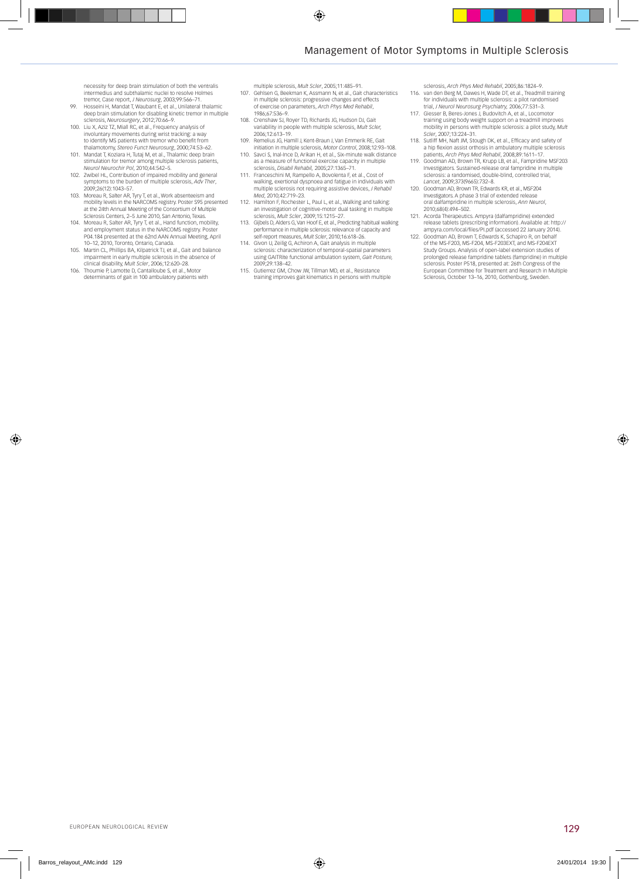necessity for deep brain stimulation of both the ventralis intermedius and subthalamic nuclei to resolve Holmes tremor, Case report, *J Neurosurg*, 2003;99:566–71.

99. Hosseini H, Mandat T, Waubant E, et al., Unilateral thalamic deep brain stimulation for disabling kinetic tremor in multiple sclerosis, *Neurosurgery*, 2012;70:66–9.
100. Liu X, Aziz TZ, Miall RC, et al., Frequency analysis of involuntary movements during wrist tracking: a way to identify MS patients with tremor who benefit from thalamotomy, *Stereo Funct Neurosurg*, 2000;74:53–62.
101. Mandat T, Koziara H, Tutaj M, et al., Thalamic deep brain stimulation for tremor among multiple sclerosis patients, *Neurol Neurochir Pol*, 2010;44:542–5.
102. Zwibel HL, Contribution of impaired mobility and general symptoms to the burden of multiple sclerosis, *Adv Ther*, 2009;26(12):1043–57.
103. Moreau R, Salter AR, Tyry T, et al., Work absenteeism and mobility levels in the NARCOMS registry. Poster S95 presented at the 24th Annual Meeting of the Consortium of Multiple Sclerosis Centers, 2–5 June 2010, San Antonio, Texas.
104. Moreau R, Salter AR, Tyry T, et al., Hand function, mobility, and employment status in the NARCOMS registry. Poster P04.184 presented at the 62nd AAN Annual Meeting, April 10–12, 2010, Toronto, Ontario, Canada.
105. Martin CL, Phillips BA, Kilpatrick TJ, et al., Gait and balance impairment in early multiple sclerosis in the absence of clinical disability, *Mult Scler*, 2006;12:620–28.
106. Thoumie P, Lamotte D, Cantalloube S, et al., Motor determinants of gait in 100 ambulatory patients with multiple sclerosis, *Mult Scler*, 2005;11:485–91.
107. Gehlsen G, Beekman K, Assmann N, et al., Gait characteristics in multiple sclerosis: progressive changes and effects of exercise on parameters, *Arch Phys Med Rehabil*, 1986;67:536–9.
108. Crenshaw SJ, Royer TD, Richards JG, Hudson DJ, Gait variability in people with multiple sclerosis, *Mult Scler*, 2006;12:613–19.
109. Remelius JG, Hamill J, Kent-Braun J, Van Emmerik RE, Gait initiation in multiple sclerosis, *Motor Control*, 2008;12:93–108.
110. Savci S, Inal-Ince D, Arikan H, et al., Six-minute walk distance as a measure of functional exercise capacity in multiple sclerosis, *Disabil Rehabil*, 2005;27:1365–71.
111. Franceschini M, Rampello A, Bovolenta F, et al., Cost of walking, exertional dyspnoea and fatigue in individuals with multiple sclerosis not requiring assistive devices, *J Rehabil Med*, 2010;42:719–23.
112. Hamilton F, Rochester L, Paul L, et al., Walking and talking: an investigation of cognitive-motor dual tasking in multiple sclerosis, *Mult Scler*, 2009;15:1215–27.
113. Gijbels D, Alders G, Van Hoof E, et al., Predicting habitual walking performance in multiple sclerosis: relevance of capacity and self-report measures, *Mult Scler*, 2010;16:618–26.
114. Givon U, Zeilig G, Achiron A, Gait analysis in multiple sclerosis: characterization of temporal-spatial parameters using GAITRite functional ambulation system, *Gait Posture*, 2009;29:138–42.
115. Gutierrez GM, Chow JW, Tillman MD, et al., Resistance training improves gait kinematics in persons with multiple sclerosis, *Arch Phys Med Rehabil*, 2005;86:1824–9.
116. van den Berg M, Dawes H, Wade DT, et al., Treadmill training for individuals with multiple sclerosis: a pilot randomised trial, *J Neurol Neurosurg Psychiatry*, 2006;77:531–3.
117. Giesser B, Beres-Jones J, Budovitch A, et al., Locomotor training using body weight support on a treadmill improves mobility in persons with multiple sclerosis: a pilot study, *Mult Scler*, 2007;13:224–31.
118. Sutliff MH, Naft JM, Stough DK, et al., Efficacy and safety of a hip flexion assist orthosis in ambulatory multiple sclerosis patients, *Arch Phys Med Rehabil*, 2008;89:1611–17.
119. Goodman AD, Brown TR, Krupp LB, et al., Fampridine MSF203 Investigators. Sustained-release oral fampridine in multiple sclerosis: a randomised, double-blind, controlled trial, *Lancet*, 2009;373(9665):732–8.
120. Goodman AD, Brown TR, Edwards KR, et al., MSF204 Investigators. A phase 3 trial of extended release oral dalfampridine in multiple sclerosis, *Ann Neurol*, 2010;68(4):494–502.
121. Acorda Therapeutics. Ampyra (dalfampridine) extended release tablets (prescribing information). Available at: http://ampyra.com/local/files/PI.pdf (accessed 22 January 2014).
122. Goodman AD, Brown T, Edwards K, Schapiro R, on behalf of the MS-F203, MS-F204, MS-F203EXT, and MS-F204EXT Study Groups. Analysis of open-label extension studies of prolonged release fampridine tablets (fampridine) in multiple sclerosis. Poster P518, presented at: 26th Congress of the European Committee for Treatment and Research in Multiple Sclerosis, October 13–16, 2010, Gothenburg, Sweden.